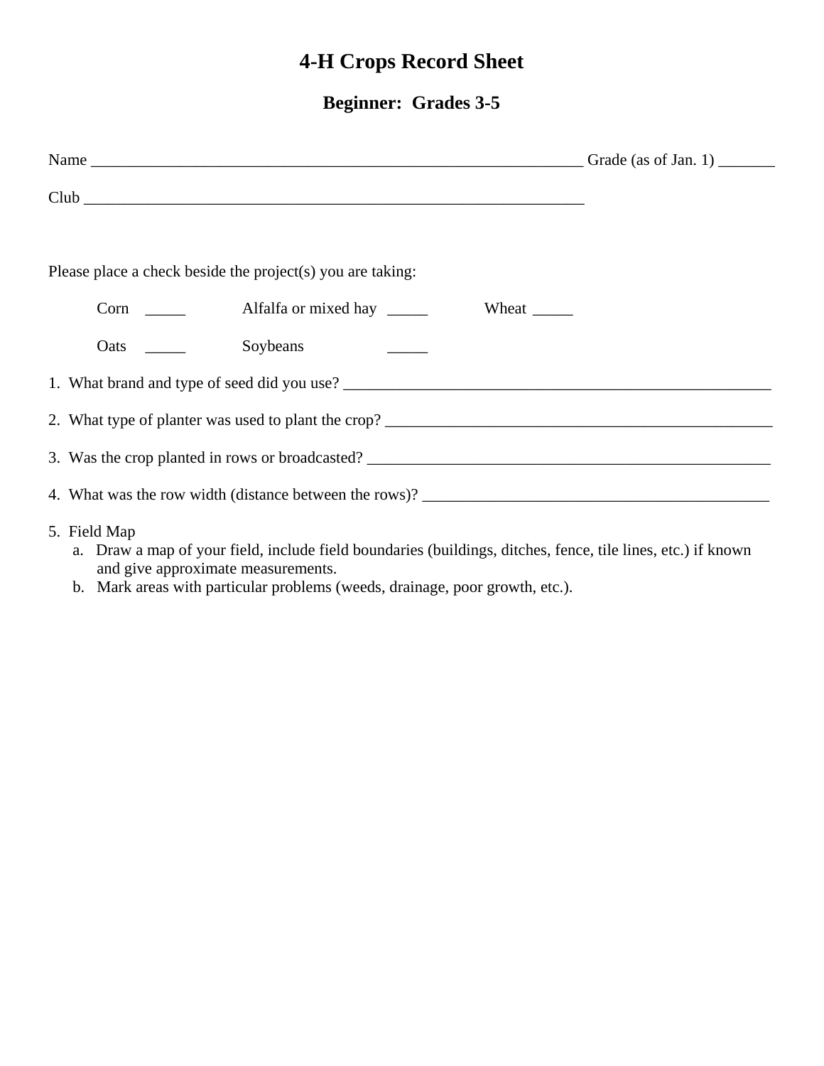# 4-H Crops Record Sheet

## Beginner:  Grades 3-5

Name _______________________________________________________________ Grade (as of Jan. 1) _______

Club _______________________________________________________________

Please place a check beside the project(s) you are taking:

Corn _____ Alfalfa or mixed hay _____ Wheat _____

Oats _____ Soybeans _____

1. What brand and type of seed did you use? _______________________________________________________

2. What type of planter was used to plant the crop? __________________________________________________

3. Was the crop planted in rows or broadcasted? ____________________________________________________

4. What was the row width (distance between the rows)? ____________________________________________

5. Field Map
   a. Draw a map of your field, include field boundaries (buildings, ditches, fence, tile lines, etc.) if known and give approximate measurements.
   b. Mark areas with particular problems (weeds, drainage, poor growth, etc.).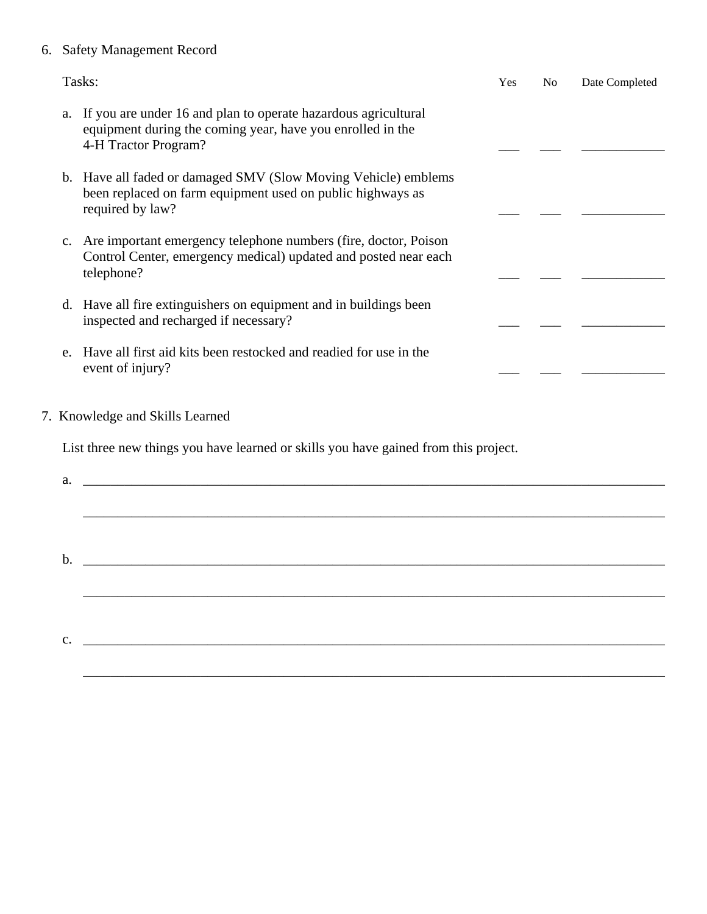6. Safety Management Record

| Tasks: | Yes | No | Date Completed |
|---|---|---|---|
| a. If you are under 16 and plan to operate hazardous agricultural equipment during the coming year, have you enrolled in the 4-H Tractor Program? | ___ | ___ | ____________ |
| b. Have all faded or damaged SMV (Slow Moving Vehicle) emblems been replaced on farm equipment used on public highways as required by law? | ___ | ___ | ____________ |
| c. Are important emergency telephone numbers (fire, doctor, Poison Control Center, emergency medical) updated and posted near each telephone? | ___ | ___ | ____________ |
| d. Have all fire extinguishers on equipment and in buildings been inspected and recharged if necessary? | ___ | ___ | ____________ |
| e. Have all first aid kits been restocked and readied for use in the event of injury? | ___ | ___ | ____________ |

7. Knowledge and Skills Learned

List three new things you have learned or skills you have gained from this project.

a. ________________________________________________________________________________

________________________________________________________________________________

b. ________________________________________________________________________________

________________________________________________________________________________

c. ________________________________________________________________________________

________________________________________________________________________________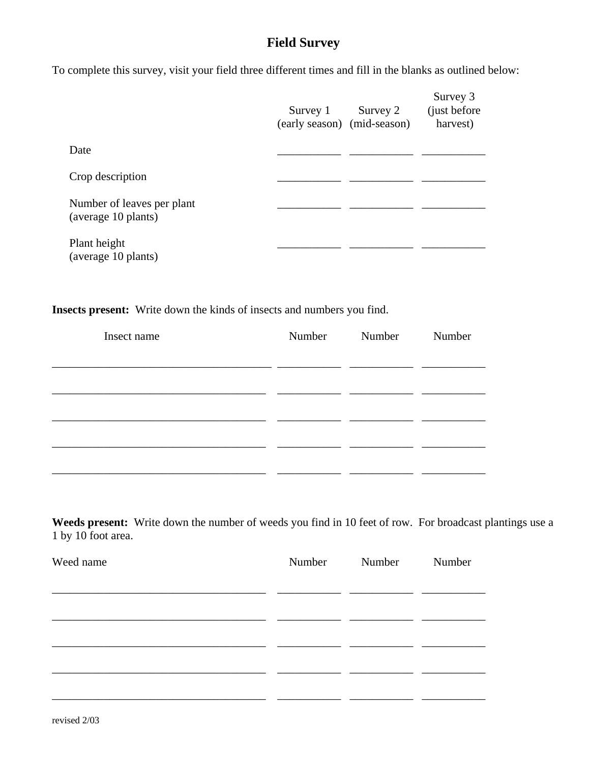# Field Survey

To complete this survey, visit your field three different times and fill in the blanks as outlined below:

| | Survey 1 (early season) | Survey 2 (mid-season) | Survey 3 (just before harvest) |
|---|---|---|---|
| Date | ___________ | ___________ | ___________ |
| Crop description | ___________ | ___________ | ___________ |
| Number of leaves per plant (average 10 plants) | ___________ | ___________ | ___________ |
| Plant height (average 10 plants) | ___________ | ___________ | ___________ |

**Insects present:** Write down the kinds of insects and numbers you find.

| Insect name | Number | Number | Number |
|---|---|---|---|
| _____________________________________ | ___________ | ___________ | ___________ |
| _____________________________________ | ___________ | ___________ | ___________ |
| _____________________________________ | ___________ | ___________ | ___________ |
| _____________________________________ | ___________ | ___________ | ___________ |
| _____________________________________ | ___________ | ___________ | ___________ |

**Weeds present:** Write down the number of weeds you find in 10 feet of row. For broadcast plantings use a 1 by 10 foot area.

| Weed name | Number | Number | Number |
|---|---|---|---|
| _____________________________________ | ___________ | ___________ | ___________ |
| _____________________________________ | ___________ | ___________ | ___________ |
| _____________________________________ | ___________ | ___________ | ___________ |
| _____________________________________ | ___________ | ___________ | ___________ |
| _____________________________________ | ___________ | ___________ | ___________ |

revised 2/03